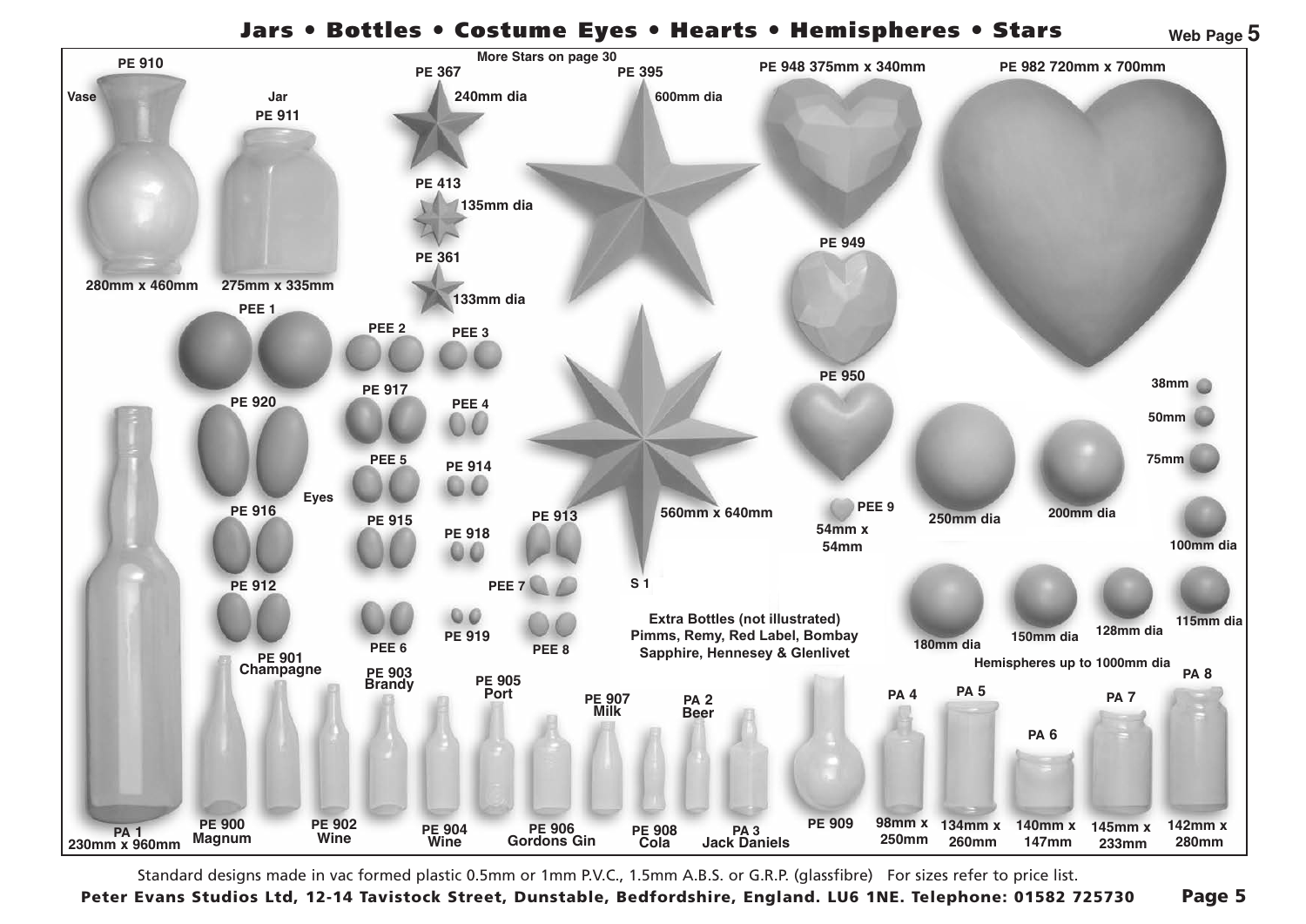# Jars • Bottles • Costume Eyes • Hearts • Hemispheres • Stars

Web Page 5

PE 910
Vase
280mm x 460mm

Jar
PE 911
275mm x 335mm

More Stars on page 30

PE 367
240mm dia

PE 413
135mm dia

PE 361
133mm dia

PE 395
600mm dia

S 1
560mm x 640mm

PE 948 375mm x 340mm

PE 949

PE 950

PEE 9
54mm x 54mm

PE 982 720mm x 700mm

PEE 1

PEE 2

PEE 3

PE 917

PEE 4

PE 920

PEE 5

PE 914

Eyes

PE 916

PE 915

PE 918

PE 913

PE 912

PEE 7

PEE 6

PE 919

PEE 8

250mm dia

200mm dia

38mm

50mm

75mm

100mm dia

180mm dia

150mm dia

128mm dia

115mm dia

Hemispheres up to 1000mm dia

Extra Bottles (not illustrated)
Pimms, Remy, Red Label, Bombay Sapphire, Hennesey & Glenlivet

PA 1
230mm x 960mm

PE 900
Magnum

PE 901
Champagne

PE 902
Wine

PE 903
Brandy

PE 904
Wine

PE 905
Port

PE 906
Gordons Gin

PE 907
Milk

PE 908
Cola

PA 2
Beer

PA 3
Jack Daniels

PE 909

PA 4
98mm x 250mm

PA 5
134mm x 260mm

PA 6
140mm x 147mm

PA 7
145mm x 233mm

PA 8
142mm x 280mm

Standard designs made in vac formed plastic 0.5mm or 1mm P.V.C., 1.5mm A.B.S. or G.R.P. (glassfibre) For sizes refer to price list.

**Peter Evans Studios Ltd, 12-14 Tavistock Street, Dunstable, Bedfordshire, England. LU6 1NE. Telephone: 01582 725730**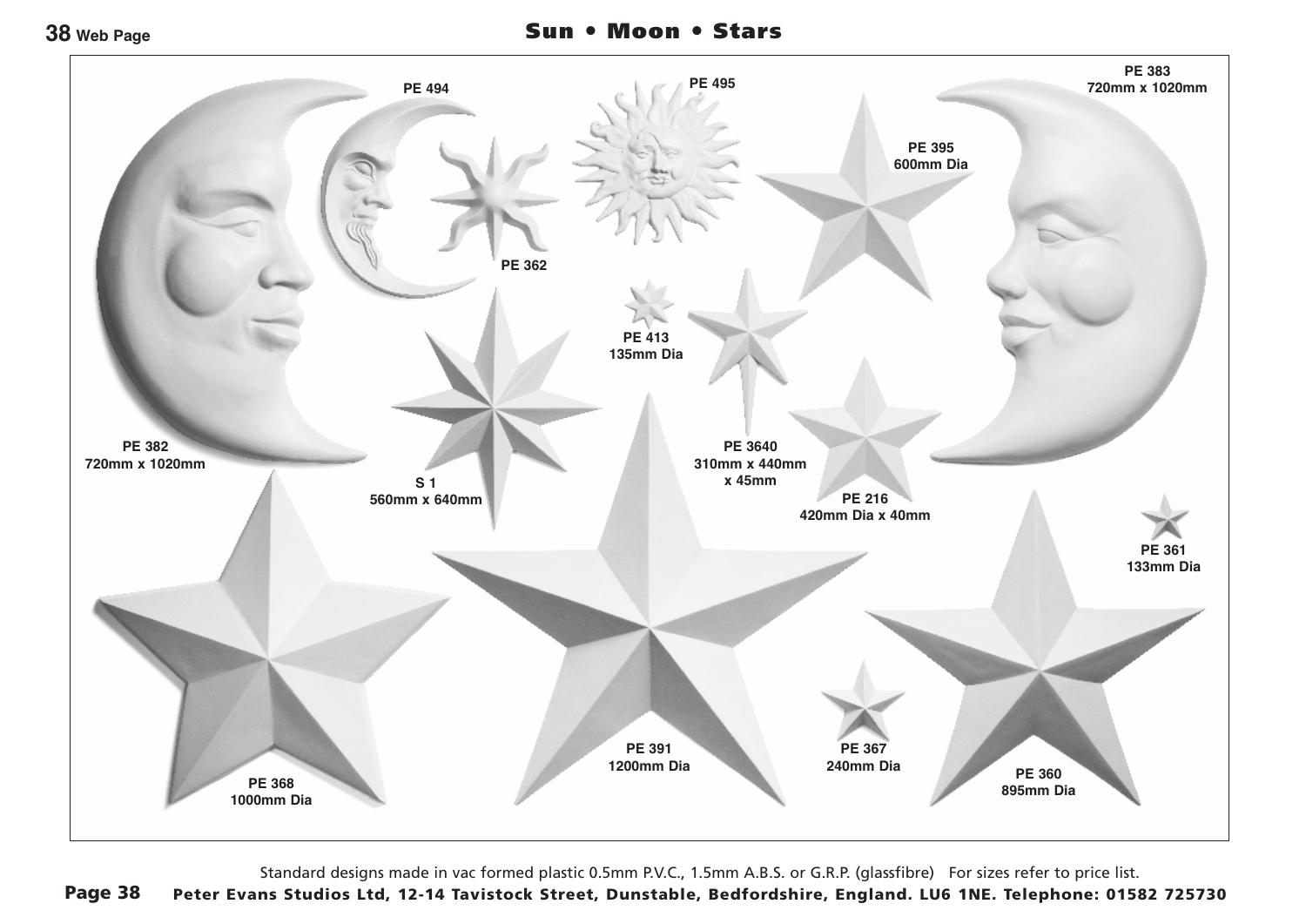# Sun • Moon • Stars

PE 494

PE 495

PE 383
720mm x 1020mm

PE 395
600mm Dia

PE 362

PE 413
135mm Dia

PE 382
720mm x 1020mm

PE 3640
310mm x 440mm
x 45mm

S 1
560mm x 640mm

PE 216
420mm Dia x 40mm

PE 361
133mm Dia

PE 368
1000mm Dia

PE 391
1200mm Dia

PE 367
240mm Dia

PE 360
895mm Dia

Standard designs made in vac formed plastic 0.5mm P.V.C., 1.5mm A.B.S. or G.R.P. (glassfibre) For sizes refer to price list.

**Peter Evans Studios Ltd, 12-14 Tavistock Street, Dunstable, Bedfordshire, England. LU6 1NE. Telephone: 01582 725730**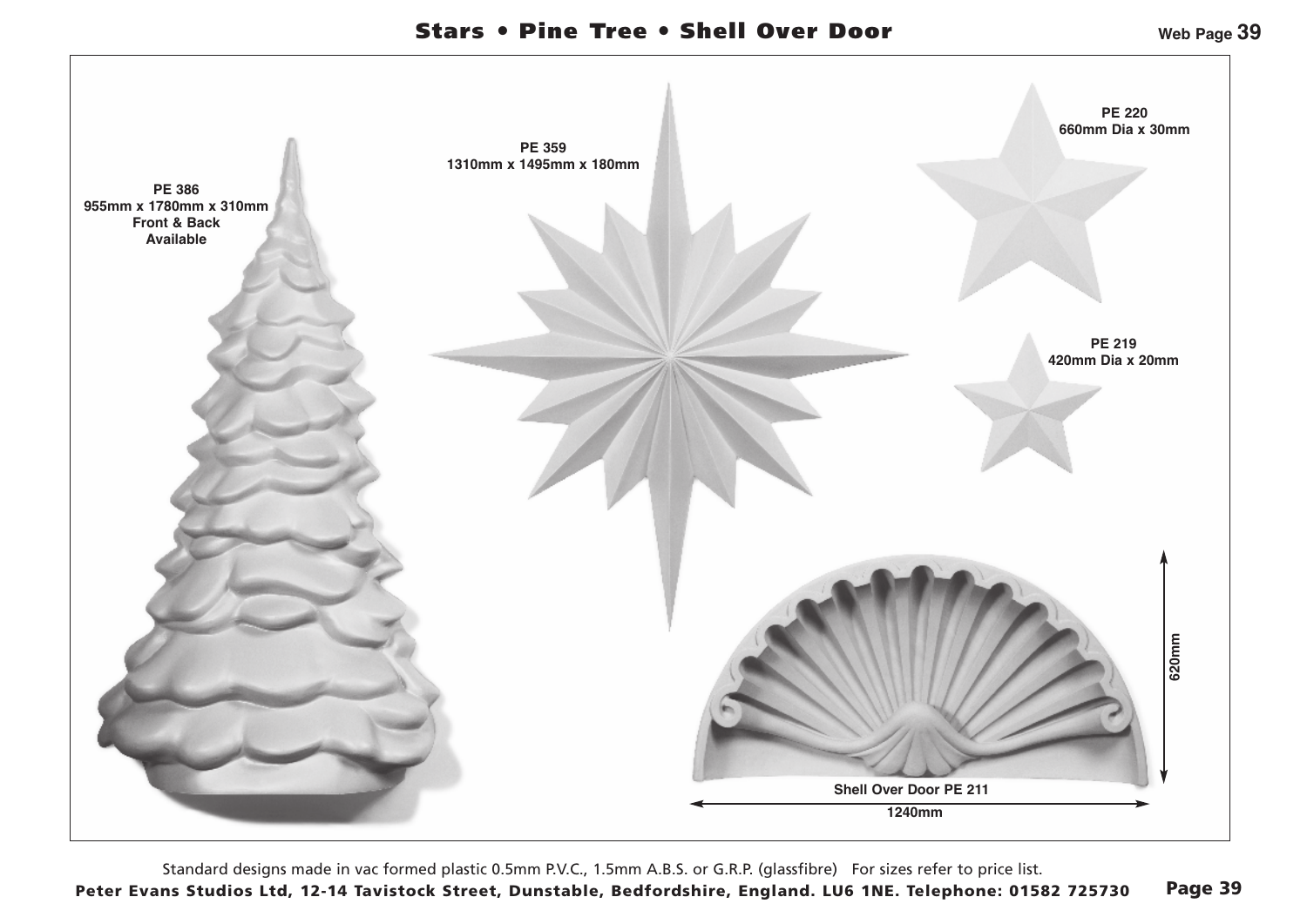# Stars • Pine Tree • Shell Over Door

PE 386
955mm x 1780mm x 310mm
Front & Back
Available

PE 359
1310mm x 1495mm x 180mm

PE 220
660mm Dia x 30mm

PE 219
420mm Dia x 20mm

620mm

Shell Over Door PE 211
1240mm

Standard designs made in vac formed plastic 0.5mm P.V.C., 1.5mm A.B.S. or G.R.P. (glassfibre) For sizes refer to price list.

**Peter Evans Studios Ltd, 12-14 Tavistock Street, Dunstable, Bedfordshire, England. LU6 1NE. Telephone: 01582 725730**